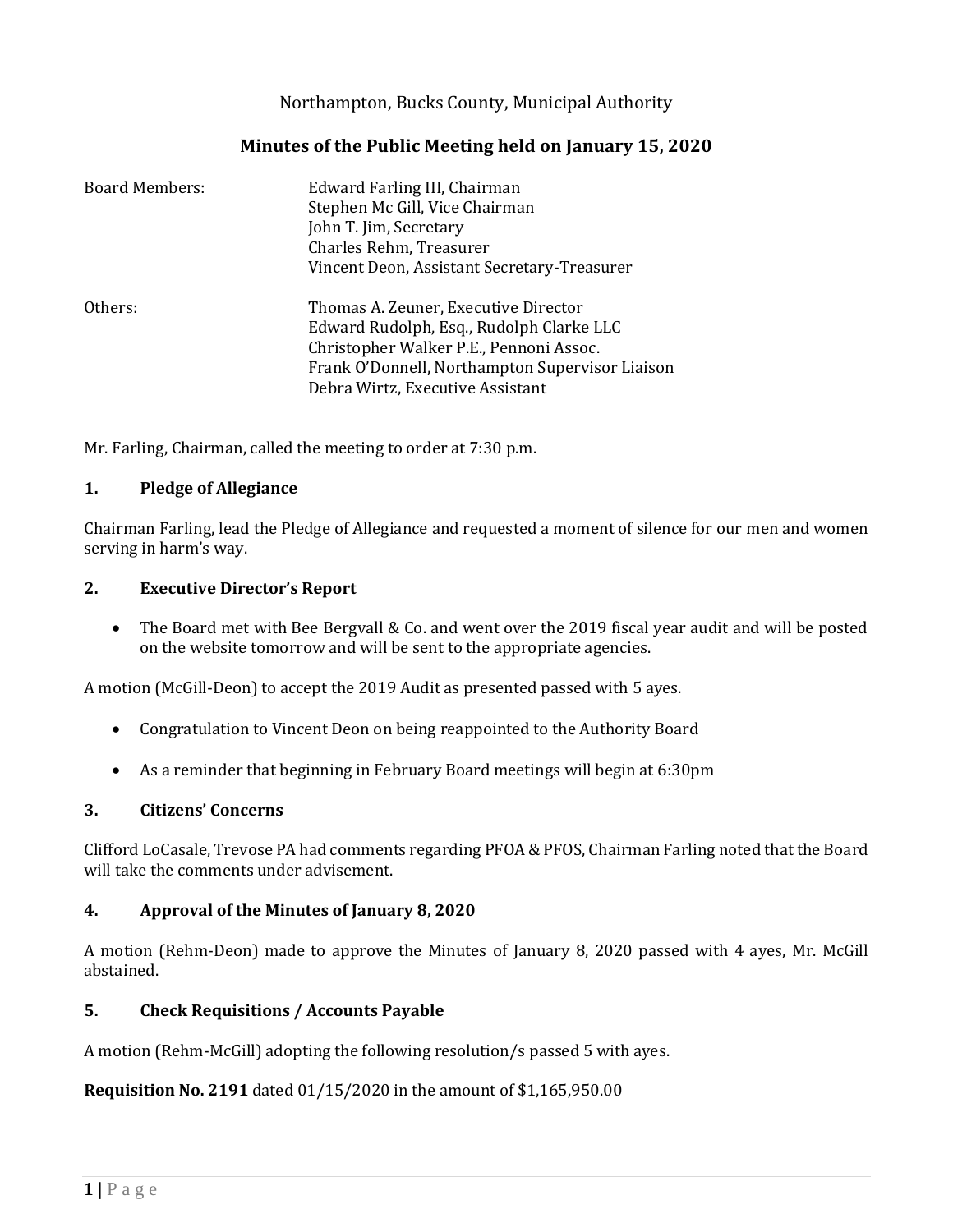Northampton, Bucks County, Municipal Authority

## Minutes of the Public Meeting held on January 15, 2020

| | |
|---|---|
| Board Members: | Edward Farling III, Chairman<br>Stephen Mc Gill, Vice Chairman<br>John T. Jim, Secretary<br>Charles Rehm, Treasurer<br>Vincent Deon, Assistant Secretary-Treasurer |
| Others: | Thomas A. Zeuner, Executive Director<br>Edward Rudolph, Esq., Rudolph Clarke LLC<br>Christopher Walker P.E., Pennoni Assoc.<br>Frank O'Donnell, Northampton Supervisor Liaison<br>Debra Wirtz, Executive Assistant |

Mr. Farling, Chairman, called the meeting to order at 7:30 p.m.

### 1. Pledge of Allegiance

Chairman Farling, lead the Pledge of Allegiance and requested a moment of silence for our men and women serving in harm's way.

### 2. Executive Director's Report

- The Board met with Bee Bergvall & Co. and went over the 2019 fiscal year audit and will be posted on the website tomorrow and will be sent to the appropriate agencies.

A motion (McGill-Deon) to accept the 2019 Audit as presented passed with 5 ayes.

- Congratulation to Vincent Deon on being reappointed to the Authority Board
- As a reminder that beginning in February Board meetings will begin at 6:30pm

### 3. Citizens' Concerns

Clifford LoCasale, Trevose PA had comments regarding PFOA & PFOS, Chairman Farling noted that the Board will take the comments under advisement.

### 4. Approval of the Minutes of January 8, 2020

A motion (Rehm-Deon) made to approve the Minutes of January 8, 2020 passed with 4 ayes, Mr. McGill abstained.

### 5. Check Requisitions / Accounts Payable

A motion (Rehm-McGill) adopting the following resolution/s passed 5 with ayes.

**Requisition No. 2191** dated 01/15/2020 in the amount of $1,165,950.00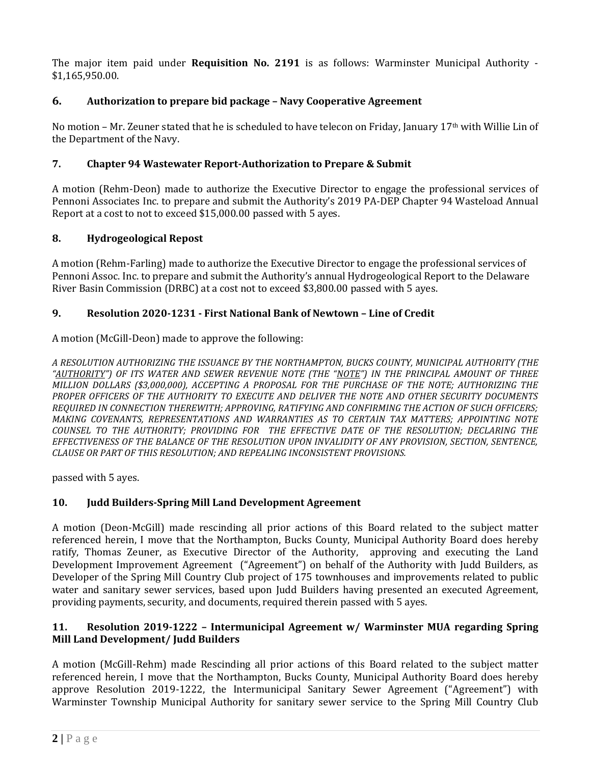The major item paid under **Requisition No. 2191** is as follows: Warminster Municipal Authority - $1,165,950.00.

### 6. Authorization to prepare bid package – Navy Cooperative Agreement

No motion – Mr. Zeuner stated that he is scheduled to have telecon on Friday, January 17th with Willie Lin of the Department of the Navy.

### 7. Chapter 94 Wastewater Report-Authorization to Prepare & Submit

A motion (Rehm-Deon) made to authorize the Executive Director to engage the professional services of Pennoni Associates Inc. to prepare and submit the Authority's 2019 PA-DEP Chapter 94 Wasteload Annual Report at a cost to not to exceed $15,000.00 passed with 5 ayes.

### 8. Hydrogeological Repost

A motion (Rehm-Farling) made to authorize the Executive Director to engage the professional services of Pennoni Assoc. Inc. to prepare and submit the Authority's annual Hydrogeological Report to the Delaware River Basin Commission (DRBC) at a cost not to exceed $3,800.00 passed with 5 ayes.

### 9. Resolution 2020-1231 - First National Bank of Newtown – Line of Credit

A motion (McGill-Deon) made to approve the following:

*A RESOLUTION AUTHORIZING THE ISSUANCE BY THE NORTHAMPTON, BUCKS COUNTY, MUNICIPAL AUTHORITY (THE "AUTHORITY") OF ITS WATER AND SEWER REVENUE NOTE (THE "NOTE") IN THE PRINCIPAL AMOUNT OF THREE MILLION DOLLARS ($3,000,000), ACCEPTING A PROPOSAL FOR THE PURCHASE OF THE NOTE; AUTHORIZING THE PROPER OFFICERS OF THE AUTHORITY TO EXECUTE AND DELIVER THE NOTE AND OTHER SECURITY DOCUMENTS REQUIRED IN CONNECTION THEREWITH; APPROVING, RATIFYING AND CONFIRMING THE ACTION OF SUCH OFFICERS; MAKING COVENANTS, REPRESENTATIONS AND WARRANTIES AS TO CERTAIN TAX MATTERS; APPOINTING NOTE COUNSEL TO THE AUTHORITY; PROVIDING FOR THE EFFECTIVE DATE OF THE RESOLUTION; DECLARING THE EFFECTIVENESS OF THE BALANCE OF THE RESOLUTION UPON INVALIDITY OF ANY PROVISION, SECTION, SENTENCE, CLAUSE OR PART OF THIS RESOLUTION; AND REPEALING INCONSISTENT PROVISIONS.*

passed with 5 ayes.

### 10. Judd Builders-Spring Mill Land Development Agreement

A motion (Deon-McGill) made rescinding all prior actions of this Board related to the subject matter referenced herein, I move that the Northampton, Bucks County, Municipal Authority Board does hereby ratify, Thomas Zeuner, as Executive Director of the Authority, approving and executing the Land Development Improvement Agreement ("Agreement") on behalf of the Authority with Judd Builders, as Developer of the Spring Mill Country Club project of 175 townhouses and improvements related to public water and sanitary sewer services, based upon Judd Builders having presented an executed Agreement, providing payments, security, and documents, required therein passed with 5 ayes.

### 11. Resolution 2019-1222 – Intermunicipal Agreement w/ Warminster MUA regarding Spring Mill Land Development/ Judd Builders

A motion (McGill-Rehm) made Rescinding all prior actions of this Board related to the subject matter referenced herein, I move that the Northampton, Bucks County, Municipal Authority Board does hereby approve Resolution 2019-1222, the Intermunicipal Sanitary Sewer Agreement ("Agreement") with Warminster Township Municipal Authority for sanitary sewer service to the Spring Mill Country Club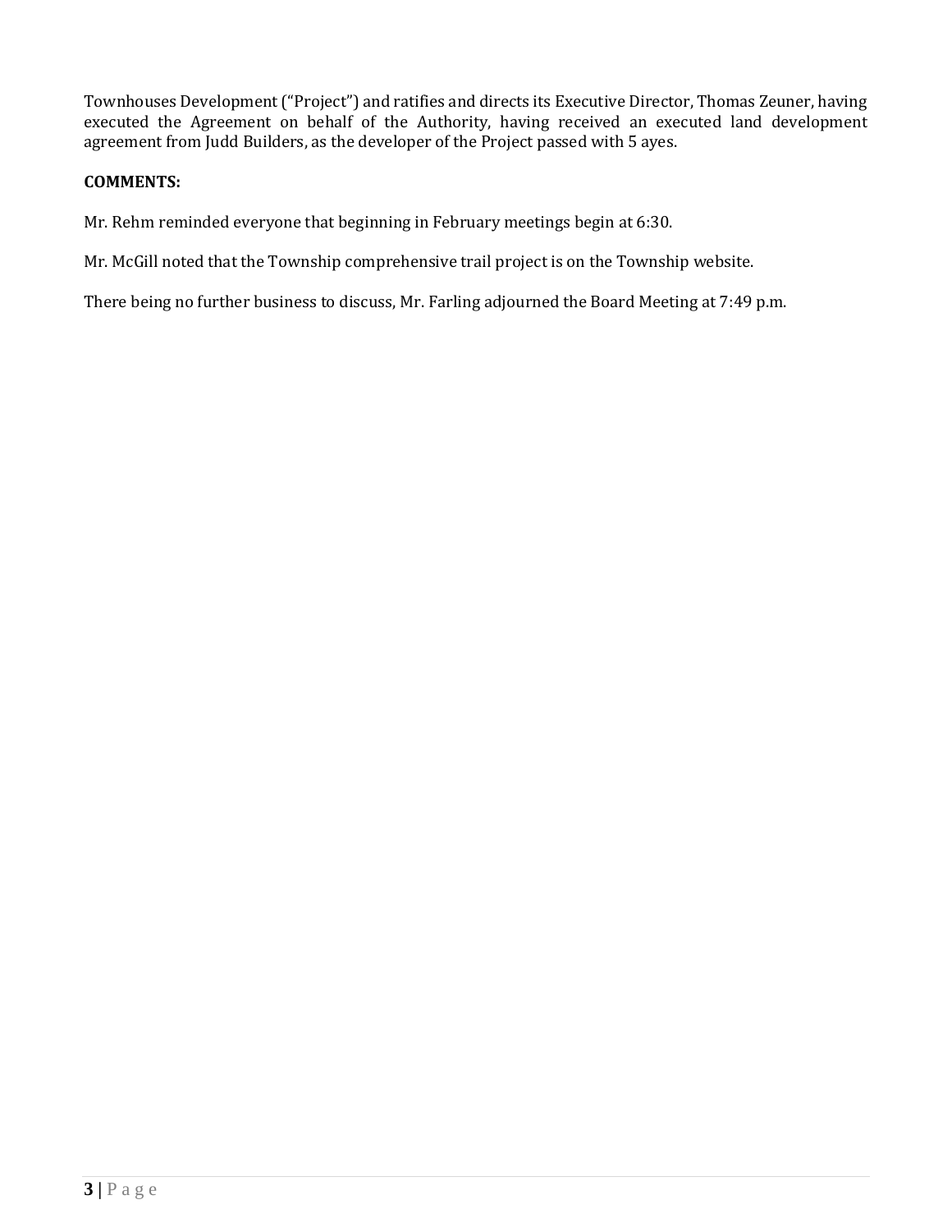Townhouses Development ("Project") and ratifies and directs its Executive Director, Thomas Zeuner, having executed the Agreement on behalf of the Authority, having received an executed land development agreement from Judd Builders, as the developer of the Project passed with 5 ayes.

**COMMENTS:**

Mr. Rehm reminded everyone that beginning in February meetings begin at 6:30.

Mr. McGill noted that the Township comprehensive trail project is on the Township website.

There being no further business to discuss, Mr. Farling adjourned the Board Meeting at 7:49 p.m.